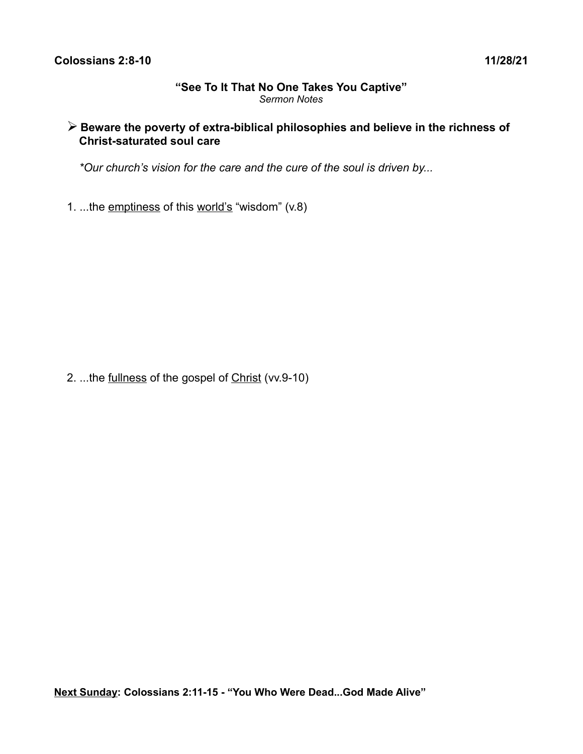**Colossians 2:8-10** **11/28/21**

# "See To It That No One Takes You Captive"

*Sermon Notes*

- **Beware the poverty of extra-biblical philosophies and believe in the richness of Christ-saturated soul care**

*\*Our church's vision for the care and the cure of the soul is driven by...*

1. ...the <u>emptiness</u> of this <u>world's</u> "wisdom" (v.8)

2. ...the <u>fullness</u> of the gospel of <u>Christ</u> (vv.9-10)

**<u>Next Sunday</u>: Colossians 2:11-15 - "You Who Were Dead...God Made Alive"**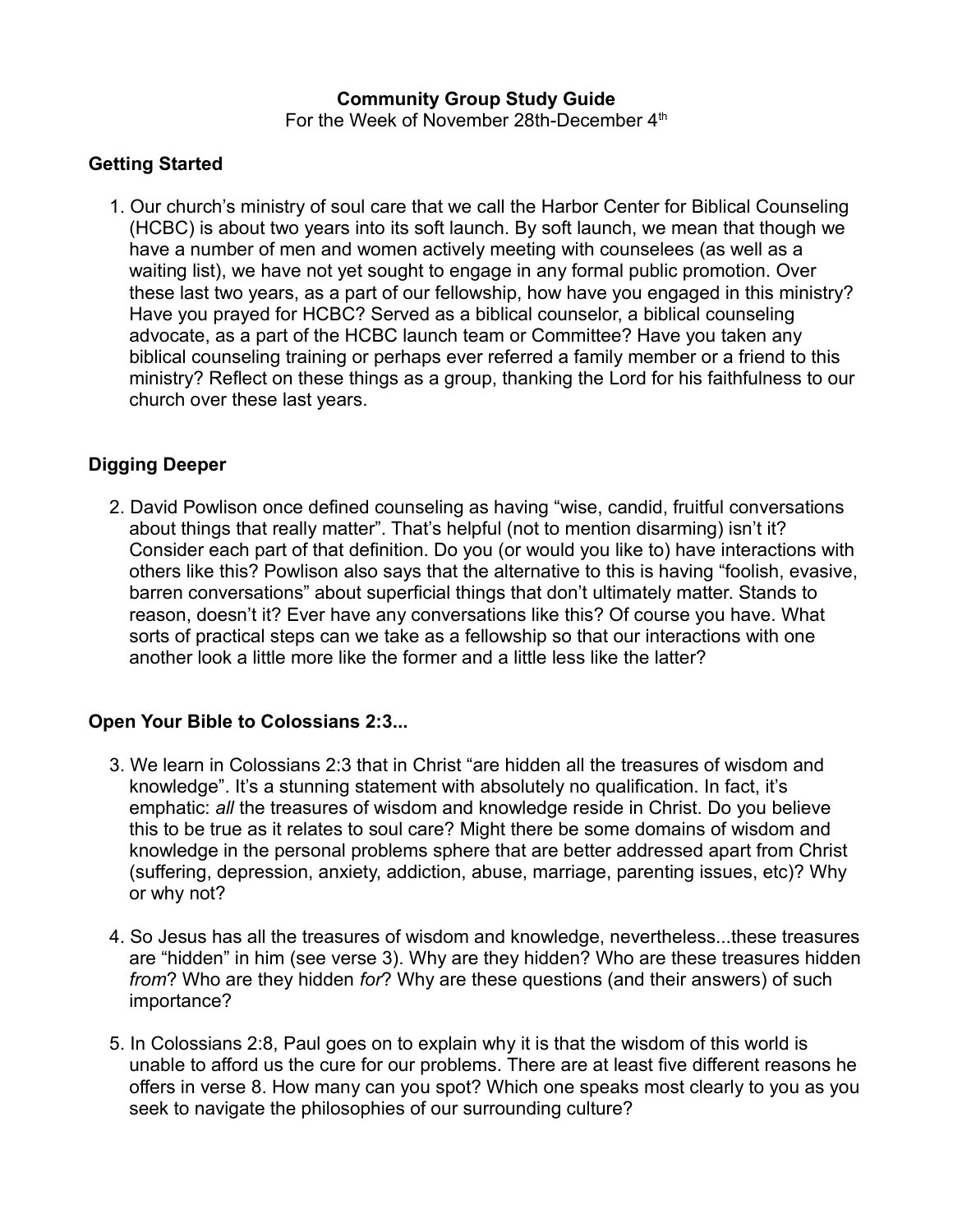**Community Group Study Guide**

For the Week of November 28th-December 4th

## Getting Started

1. Our church's ministry of soul care that we call the Harbor Center for Biblical Counseling (HCBC) is about two years into its soft launch. By soft launch, we mean that though we have a number of men and women actively meeting with counselees (as well as a waiting list), we have not yet sought to engage in any formal public promotion. Over these last two years, as a part of our fellowship, how have you engaged in this ministry? Have you prayed for HCBC? Served as a biblical counselor, a biblical counseling advocate, as a part of the HCBC launch team or Committee? Have you taken any biblical counseling training or perhaps ever referred a family member or a friend to this ministry? Reflect on these things as a group, thanking the Lord for his faithfulness to our church over these last years.

## Digging Deeper

2. David Powlison once defined counseling as having "wise, candid, fruitful conversations about things that really matter". That's helpful (not to mention disarming) isn't it? Consider each part of that definition. Do you (or would you like to) have interactions with others like this? Powlison also says that the alternative to this is having "foolish, evasive, barren conversations" about superficial things that don't ultimately matter. Stands to reason, doesn't it? Ever have any conversations like this? Of course you have. What sorts of practical steps can we take as a fellowship so that our interactions with one another look a little more like the former and a little less like the latter?

## Open Your Bible to Colossians 2:3...

3. We learn in Colossians 2:3 that in Christ "are hidden all the treasures of wisdom and knowledge". It's a stunning statement with absolutely no qualification. In fact, it's emphatic: *all* the treasures of wisdom and knowledge reside in Christ. Do you believe this to be true as it relates to soul care? Might there be some domains of wisdom and knowledge in the personal problems sphere that are better addressed apart from Christ (suffering, depression, anxiety, addiction, abuse, marriage, parenting issues, etc)? Why or why not?

4. So Jesus has all the treasures of wisdom and knowledge, nevertheless...these treasures are "hidden" in him (see verse 3). Why are they hidden? Who are these treasures hidden *from*? Who are they hidden *for*? Why are these questions (and their answers) of such importance?

5. In Colossians 2:8, Paul goes on to explain why it is that the wisdom of this world is unable to afford us the cure for our problems. There are at least five different reasons he offers in verse 8. How many can you spot? Which one speaks most clearly to you as you seek to navigate the philosophies of our surrounding culture?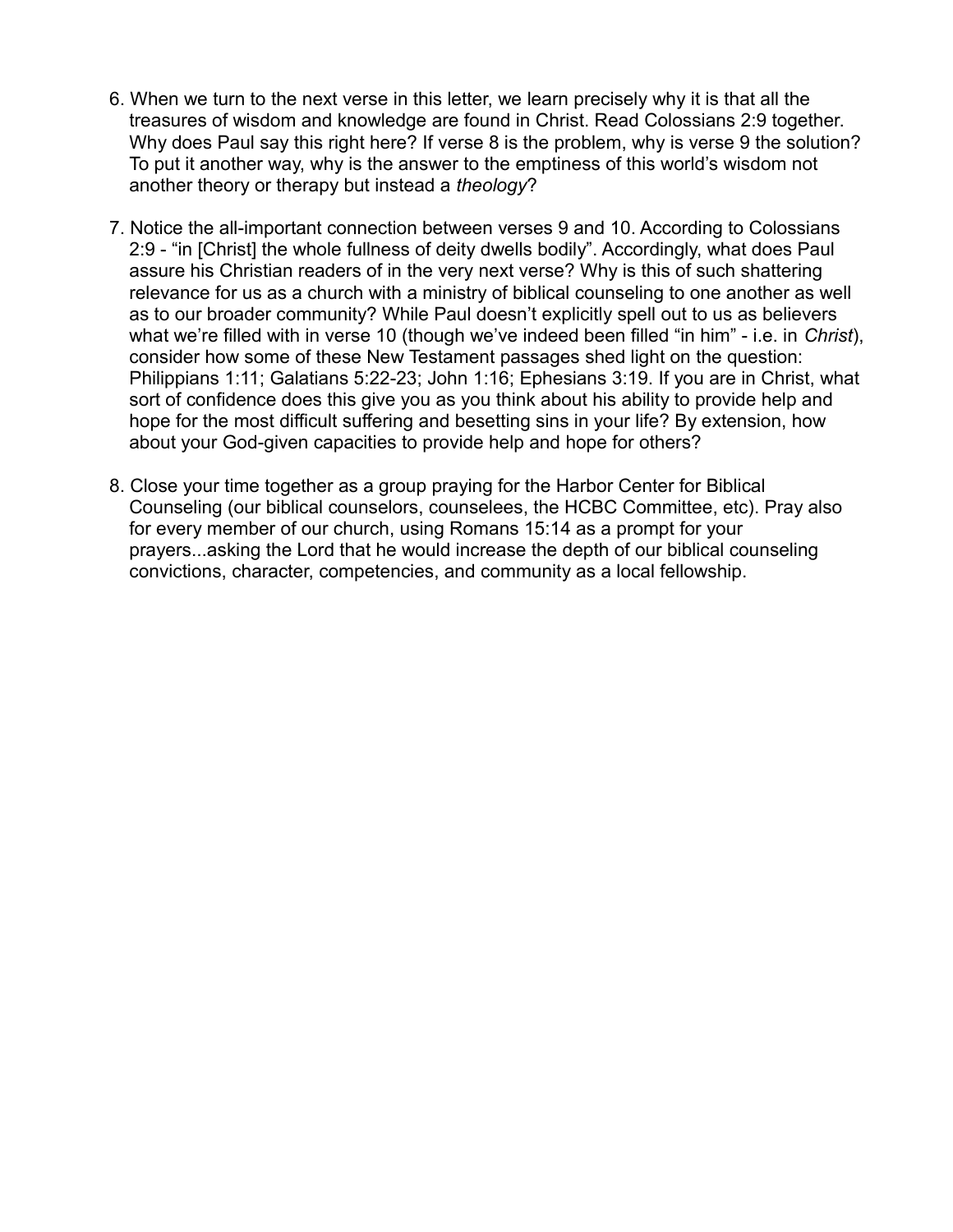6. When we turn to the next verse in this letter, we learn precisely why it is that all the treasures of wisdom and knowledge are found in Christ. Read Colossians 2:9 together. Why does Paul say this right here? If verse 8 is the problem, why is verse 9 the solution? To put it another way, why is the answer to the emptiness of this world's wisdom not another theory or therapy but instead a *theology*?

7. Notice the all-important connection between verses 9 and 10. According to Colossians 2:9 - "in [Christ] the whole fullness of deity dwells bodily". Accordingly, what does Paul assure his Christian readers of in the very next verse? Why is this of such shattering relevance for us as a church with a ministry of biblical counseling to one another as well as to our broader community? While Paul doesn't explicitly spell out to us as believers what we're filled with in verse 10 (though we've indeed been filled "in him" - i.e. in *Christ*), consider how some of these New Testament passages shed light on the question: Philippians 1:11; Galatians 5:22-23; John 1:16; Ephesians 3:19. If you are in Christ, what sort of confidence does this give you as you think about his ability to provide help and hope for the most difficult suffering and besetting sins in your life? By extension, how about your God-given capacities to provide help and hope for others?

8. Close your time together as a group praying for the Harbor Center for Biblical Counseling (our biblical counselors, counselees, the HCBC Committee, etc). Pray also for every member of our church, using Romans 15:14 as a prompt for your prayers...asking the Lord that he would increase the depth of our biblical counseling convictions, character, competencies, and community as a local fellowship.